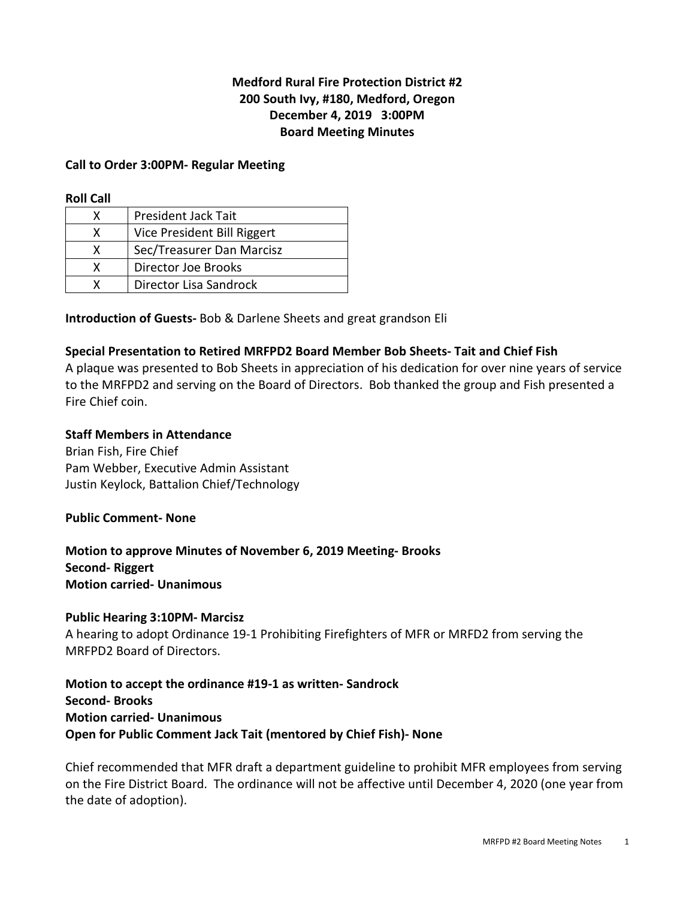**Medford Rural Fire Protection District #2**
**200 South Ivy, #180, Medford, Oregon**
**December 4, 2019 3:00PM**
**Board Meeting Minutes**

**Call to Order 3:00PM- Regular Meeting**

**Roll Call**

| | |
|---|---|
| X | President Jack Tait |
| X | Vice President Bill Riggert |
| X | Sec/Treasurer Dan Marcisz |
| X | Director Joe Brooks |
| X | Director Lisa Sandrock |

**Introduction of Guests-** Bob & Darlene Sheets and great grandson Eli

**Special Presentation to Retired MRFPD2 Board Member Bob Sheets- Tait and Chief Fish**

A plaque was presented to Bob Sheets in appreciation of his dedication for over nine years of service to the MRFPD2 and serving on the Board of Directors. Bob thanked the group and Fish presented a Fire Chief coin.

**Staff Members in Attendance**

Brian Fish, Fire Chief
Pam Webber, Executive Admin Assistant
Justin Keylock, Battalion Chief/Technology

**Public Comment- None**

**Motion to approve Minutes of November 6, 2019 Meeting- Brooks**
**Second- Riggert**
**Motion carried- Unanimous**

**Public Hearing 3:10PM- Marcisz**

A hearing to adopt Ordinance 19-1 Prohibiting Firefighters of MFR or MRFD2 from serving the MRFPD2 Board of Directors.

**Motion to accept the ordinance #19-1 as written- Sandrock**
**Second- Brooks**
**Motion carried- Unanimous**
**Open for Public Comment Jack Tait (mentored by Chief Fish)- None**

Chief recommended that MFR draft a department guideline to prohibit MFR employees from serving on the Fire District Board. The ordinance will not be affective until December 4, 2020 (one year from the date of adoption).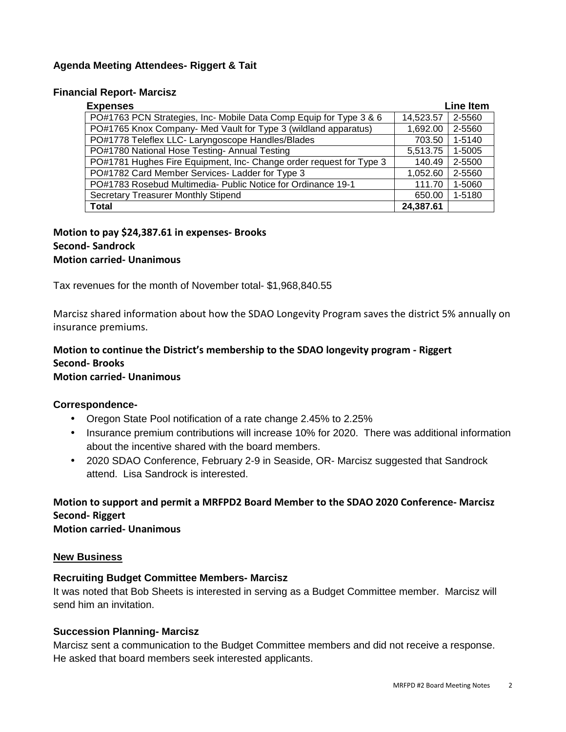**Agenda Meeting Attendees- Riggert & Tait**

**Financial Report- Marcisz**

| Expenses | | Line Item |
|---|---|---|
| PO#1763 PCN Strategies, Inc- Mobile Data Comp Equip for Type 3 & 6 | 14,523.57 | 2-5560 |
| PO#1765 Knox Company- Med Vault for Type 3 (wildland apparatus) | 1,692.00 | 2-5560 |
| PO#1778 Teleflex LLC- Laryngoscope Handles/Blades | 703.50 | 1-5140 |
| PO#1780 National Hose Testing- Annual Testing | 5,513.75 | 1-5005 |
| PO#1781 Hughes Fire Equipment, Inc- Change order request for Type 3 | 140.49 | 2-5500 |
| PO#1782 Card Member Services- Ladder for Type 3 | 1,052.60 | 2-5560 |
| PO#1783 Rosebud Multimedia- Public Notice for Ordinance 19-1 | 111.70 | 1-5060 |
| Secretary Treasurer Monthly Stipend | 650.00 | 1-5180 |
| **Total** | **24,387.61** | |

**Motion to pay $24,387.61 in expenses- Brooks**
**Second- Sandrock**
**Motion carried- Unanimous**

Tax revenues for the month of November total- $1,968,840.55

Marcisz shared information about how the SDAO Longevity Program saves the district 5% annually on insurance premiums.

**Motion to continue the District's membership to the SDAO longevity program - Riggert**
**Second- Brooks**
**Motion carried- Unanimous**

**Correspondence-**

- Oregon State Pool notification of a rate change 2.45% to 2.25%
- Insurance premium contributions will increase 10% for 2020. There was additional information about the incentive shared with the board members.
- 2020 SDAO Conference, February 2-9 in Seaside, OR- Marcisz suggested that Sandrock attend. Lisa Sandrock is interested.

**Motion to support and permit a MRFPD2 Board Member to the SDAO 2020 Conference- Marcisz**
**Second- Riggert**
**Motion carried- Unanimous**

## New Business

**Recruiting Budget Committee Members- Marcisz**

It was noted that Bob Sheets is interested in serving as a Budget Committee member. Marcisz will send him an invitation.

**Succession Planning- Marcisz**

Marcisz sent a communication to the Budget Committee members and did not receive a response. He asked that board members seek interested applicants.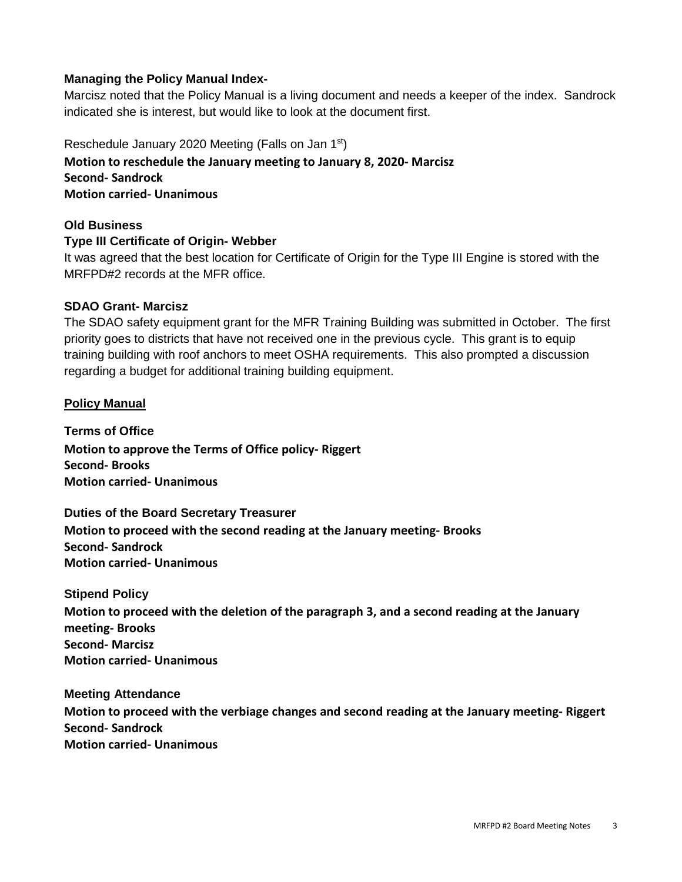**Managing the Policy Manual Index-**

Marcisz noted that the Policy Manual is a living document and needs a keeper of the index. Sandrock indicated she is interest, but would like to look at the document first.

Reschedule January 2020 Meeting (Falls on Jan 1st)

**Motion to reschedule the January meeting to January 8, 2020- Marcisz**
**Second- Sandrock**
**Motion carried- Unanimous**

**Old Business**

**Type III Certificate of Origin- Webber**

It was agreed that the best location for Certificate of Origin for the Type III Engine is stored with the MRFPD#2 records at the MFR office.

**SDAO Grant- Marcisz**

The SDAO safety equipment grant for the MFR Training Building was submitted in October. The first priority goes to districts that have not received one in the previous cycle. This grant is to equip training building with roof anchors to meet OSHA requirements. This also prompted a discussion regarding a budget for additional training building equipment.

**Policy Manual**

**Terms of Office**

**Motion to approve the Terms of Office policy- Riggert**
**Second- Brooks**
**Motion carried- Unanimous**

**Duties of the Board Secretary Treasurer**

**Motion to proceed with the second reading at the January meeting- Brooks**
**Second- Sandrock**
**Motion carried- Unanimous**

**Stipend Policy**

**Motion to proceed with the deletion of the paragraph 3, and a second reading at the January meeting- Brooks**
**Second- Marcisz**
**Motion carried- Unanimous**

**Meeting Attendance**

**Motion to proceed with the verbiage changes and second reading at the January meeting- Riggert**
**Second- Sandrock**
**Motion carried- Unanimous**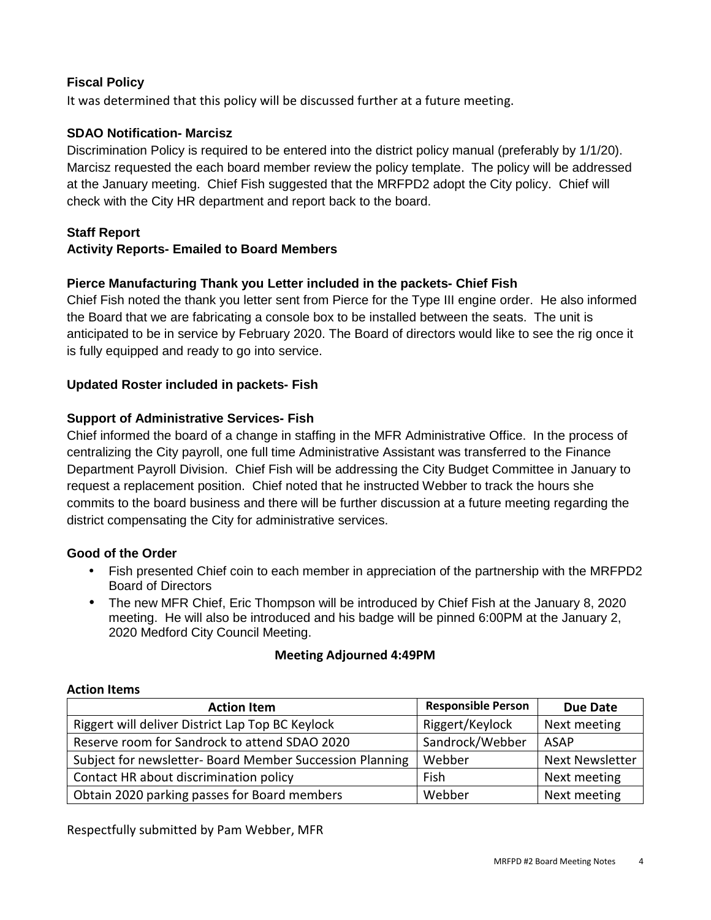### Fiscal Policy

It was determined that this policy will be discussed further at a future meeting.

### SDAO Notification- Marcisz

Discrimination Policy is required to be entered into the district policy manual (preferably by 1/1/20). Marcisz requested the each board member review the policy template. The policy will be addressed at the January meeting. Chief Fish suggested that the MRFPD2 adopt the City policy. Chief will check with the City HR department and report back to the board.

### Staff Report

### Activity Reports- Emailed to Board Members

### Pierce Manufacturing Thank you Letter included in the packets- Chief Fish

Chief Fish noted the thank you letter sent from Pierce for the Type III engine order. He also informed the Board that we are fabricating a console box to be installed between the seats. The unit is anticipated to be in service by February 2020. The Board of directors would like to see the rig once it is fully equipped and ready to go into service.

### Updated Roster included in packets- Fish

### Support of Administrative Services- Fish

Chief informed the board of a change in staffing in the MFR Administrative Office. In the process of centralizing the City payroll, one full time Administrative Assistant was transferred to the Finance Department Payroll Division. Chief Fish will be addressing the City Budget Committee in January to request a replacement position. Chief noted that he instructed Webber to track the hours she commits to the board business and there will be further discussion at a future meeting regarding the district compensating the City for administrative services.

### Good of the Order

- Fish presented Chief coin to each member in appreciation of the partnership with the MRFPD2 Board of Directors
- The new MFR Chief, Eric Thompson will be introduced by Chief Fish at the January 8, 2020 meeting. He will also be introduced and his badge will be pinned 6:00PM at the January 2, 2020 Medford City Council Meeting.

**Meeting Adjourned 4:49PM**

**Action Items**

| Action Item | Responsible Person | Due Date |
|---|---|---|
| Riggert will deliver District Lap Top BC Keylock | Riggert/Keylock | Next meeting |
| Reserve room for Sandrock to attend SDAO 2020 | Sandrock/Webber | ASAP |
| Subject for newsletter- Board Member Succession Planning | Webber | Next Newsletter |
| Contact HR about discrimination policy | Fish | Next meeting |
| Obtain 2020 parking passes for Board members | Webber | Next meeting |

Respectfully submitted by Pam Webber, MFR